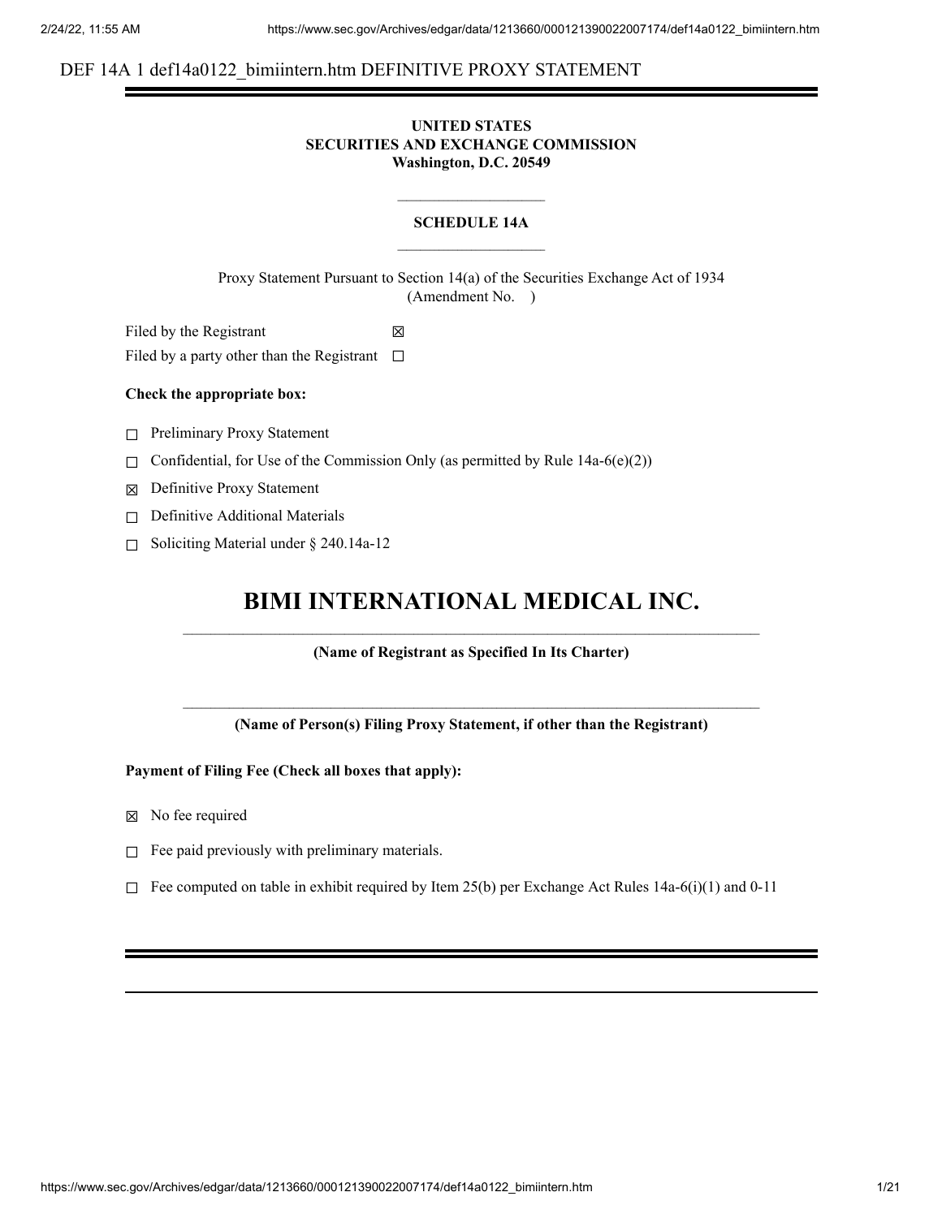DEF 14A 1 def14a0122_bimiintern.htm DEFINITIVE PROXY STATEMENT

**UNITED STATES**
**SECURITIES AND EXCHANGE COMMISSION**
**Washington, D.C. 20549**

**SCHEDULE 14A**

Proxy Statement Pursuant to Section 14(a) of the Securities Exchange Act of 1934
(Amendment No. )

Filed by the Registrant ☒

Filed by a party other than the Registrant ☐

**Check the appropriate box:**

☐ Preliminary Proxy Statement

☐ Confidential, for Use of the Commission Only (as permitted by Rule 14a-6(e)(2))

☒ Definitive Proxy Statement

☐ Definitive Additional Materials

☐ Soliciting Material under § 240.14a-12

# BIMI INTERNATIONAL MEDICAL INC.

**(Name of Registrant as Specified In Its Charter)**

**(Name of Person(s) Filing Proxy Statement, if other than the Registrant)**

**Payment of Filing Fee (Check all boxes that apply):**

☒ No fee required

☐ Fee paid previously with preliminary materials.

☐ Fee computed on table in exhibit required by Item 25(b) per Exchange Act Rules 14a-6(i)(1) and 0-11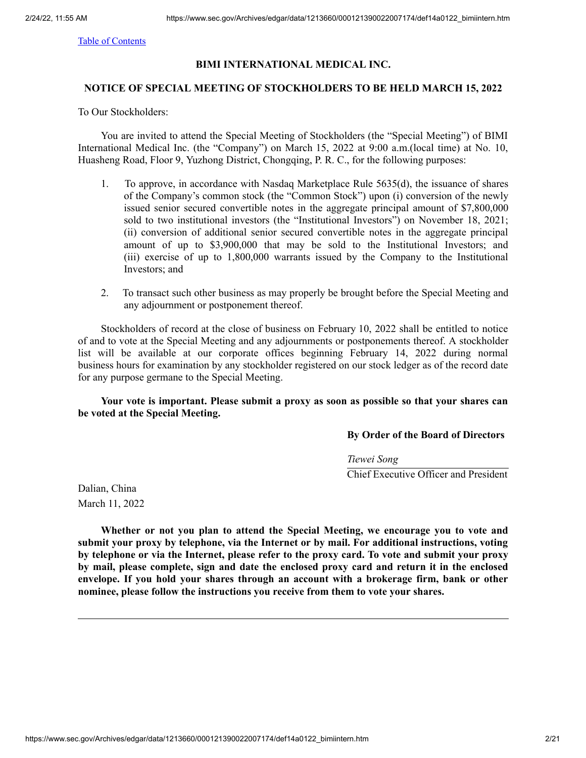[Table of Contents](#)

**BIMI INTERNATIONAL MEDICAL INC.**

**NOTICE OF SPECIAL MEETING OF STOCKHOLDERS TO BE HELD MARCH 15, 2022**

To Our Stockholders:

You are invited to attend the Special Meeting of Stockholders (the "Special Meeting") of BIMI International Medical Inc. (the "Company") on March 15, 2022 at 9:00 a.m.(local time) at No. 10, Huasheng Road, Floor 9, Yuzhong District, Chongqing, P. R. C., for the following purposes:

1. To approve, in accordance with Nasdaq Marketplace Rule 5635(d), the issuance of shares of the Company's common stock (the "Common Stock") upon (i) conversion of the newly issued senior secured convertible notes in the aggregate principal amount of $7,800,000 sold to two institutional investors (the "Institutional Investors") on November 18, 2021; (ii) conversion of additional senior secured convertible notes in the aggregate principal amount of up to $3,900,000 that may be sold to the Institutional Investors; and (iii) exercise of up to 1,800,000 warrants issued by the Company to the Institutional Investors; and

2. To transact such other business as may properly be brought before the Special Meeting and any adjournment or postponement thereof.

Stockholders of record at the close of business on February 10, 2022 shall be entitled to notice of and to vote at the Special Meeting and any adjournments or postponements thereof. A stockholder list will be available at our corporate offices beginning February 14, 2022 during normal business hours for examination by any stockholder registered on our stock ledger as of the record date for any purpose germane to the Special Meeting.

**Your vote is important. Please submit a proxy as soon as possible so that your shares can be voted at the Special Meeting.**

**By Order of the Board of Directors**

*Tiewei Song*
Chief Executive Officer and President

Dalian, China
March 11, 2022

**Whether or not you plan to attend the Special Meeting, we encourage you to vote and submit your proxy by telephone, via the Internet or by mail. For additional instructions, voting by telephone or via the Internet, please refer to the proxy card. To vote and submit your proxy by mail, please complete, sign and date the enclosed proxy card and return it in the enclosed envelope. If you hold your shares through an account with a brokerage firm, bank or other nominee, please follow the instructions you receive from them to vote your shares.**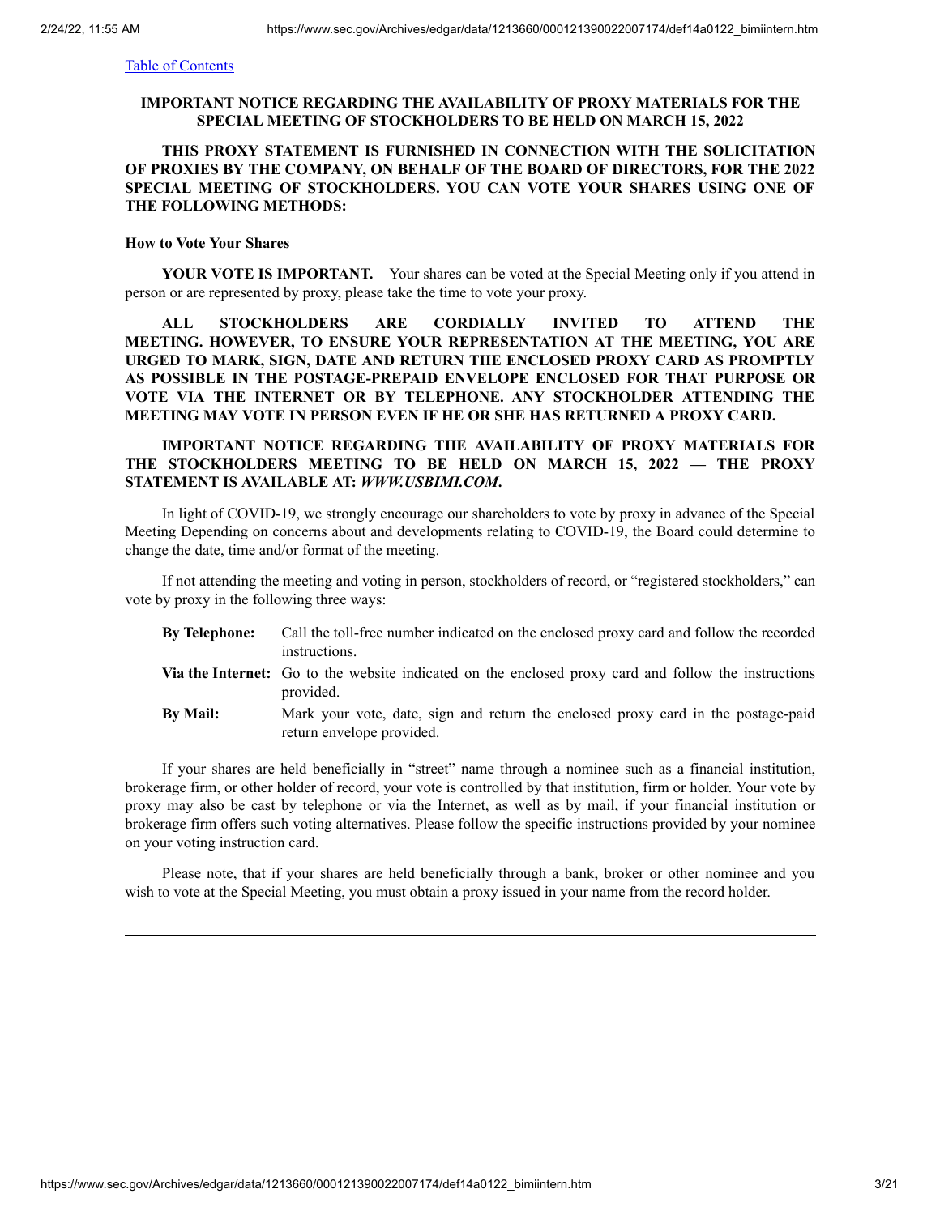[Table of Contents](#)

**IMPORTANT NOTICE REGARDING THE AVAILABILITY OF PROXY MATERIALS FOR THE SPECIAL MEETING OF STOCKHOLDERS TO BE HELD ON MARCH 15, 2022**

**THIS PROXY STATEMENT IS FURNISHED IN CONNECTION WITH THE SOLICITATION OF PROXIES BY THE COMPANY, ON BEHALF OF THE BOARD OF DIRECTORS, FOR THE 2022 SPECIAL MEETING OF STOCKHOLDERS. YOU CAN VOTE YOUR SHARES USING ONE OF THE FOLLOWING METHODS:**

**How to Vote Your Shares**

**YOUR VOTE IS IMPORTANT.** Your shares can be voted at the Special Meeting only if you attend in person or are represented by proxy, please take the time to vote your proxy.

**ALL STOCKHOLDERS ARE CORDIALLY INVITED TO ATTEND THE MEETING. HOWEVER, TO ENSURE YOUR REPRESENTATION AT THE MEETING, YOU ARE URGED TO MARK, SIGN, DATE AND RETURN THE ENCLOSED PROXY CARD AS PROMPTLY AS POSSIBLE IN THE POSTAGE-PREPAID ENVELOPE ENCLOSED FOR THAT PURPOSE OR VOTE VIA THE INTERNET OR BY TELEPHONE. ANY STOCKHOLDER ATTENDING THE MEETING MAY VOTE IN PERSON EVEN IF HE OR SHE HAS RETURNED A PROXY CARD.**

**IMPORTANT NOTICE REGARDING THE AVAILABILITY OF PROXY MATERIALS FOR THE STOCKHOLDERS MEETING TO BE HELD ON MARCH 15, 2022 — THE PROXY STATEMENT IS AVAILABLE AT: *WWW.USBIMI.COM*.**

In light of COVID-19, we strongly encourage our shareholders to vote by proxy in advance of the Special Meeting Depending on concerns about and developments relating to COVID-19, the Board could determine to change the date, time and/or format of the meeting.

If not attending the meeting and voting in person, stockholders of record, or "registered stockholders," can vote by proxy in the following three ways:

| | |
|---|---|
| **By Telephone:** | Call the toll-free number indicated on the enclosed proxy card and follow the recorded instructions. |
| **Via the Internet:** | Go to the website indicated on the enclosed proxy card and follow the instructions provided. |
| **By Mail:** | Mark your vote, date, sign and return the enclosed proxy card in the postage-paid return envelope provided. |

If your shares are held beneficially in "street" name through a nominee such as a financial institution, brokerage firm, or other holder of record, your vote is controlled by that institution, firm or holder. Your vote by proxy may also be cast by telephone or via the Internet, as well as by mail, if your financial institution or brokerage firm offers such voting alternatives. Please follow the specific instructions provided by your nominee on your voting instruction card.

Please note, that if your shares are held beneficially through a bank, broker or other nominee and you wish to vote at the Special Meeting, you must obtain a proxy issued in your name from the record holder.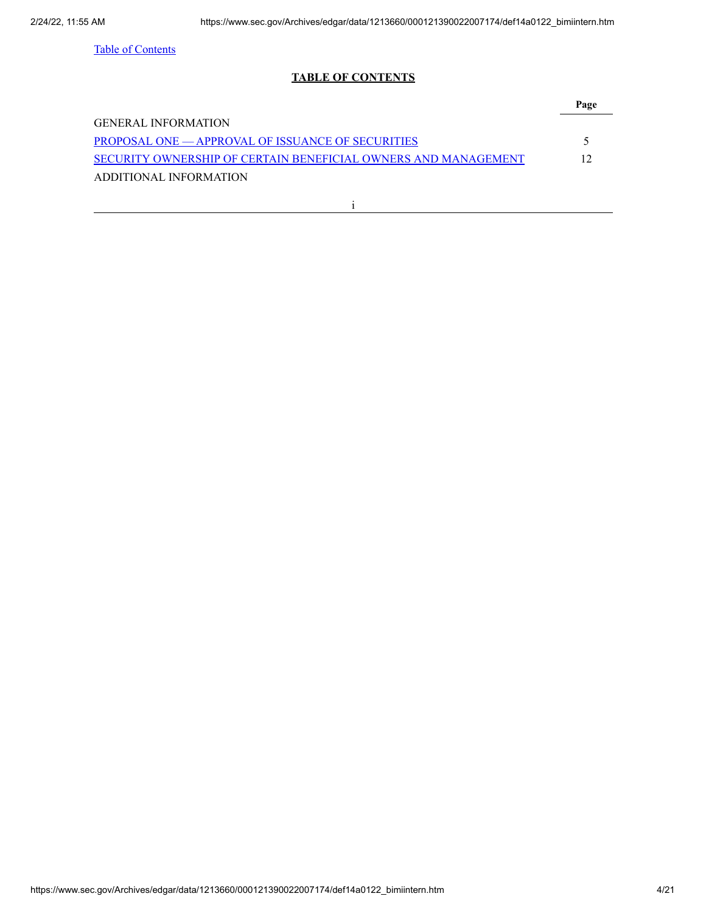Table of Contents

## TABLE OF CONTENTS

| | Page |
| --- | --- |
| GENERAL INFORMATION | |
| PROPOSAL ONE — APPROVAL OF ISSUANCE OF SECURITIES | 5 |
| SECURITY OWNERSHIP OF CERTAIN BENEFICIAL OWNERS AND MANAGEMENT | 12 |
| ADDITIONAL INFORMATION | |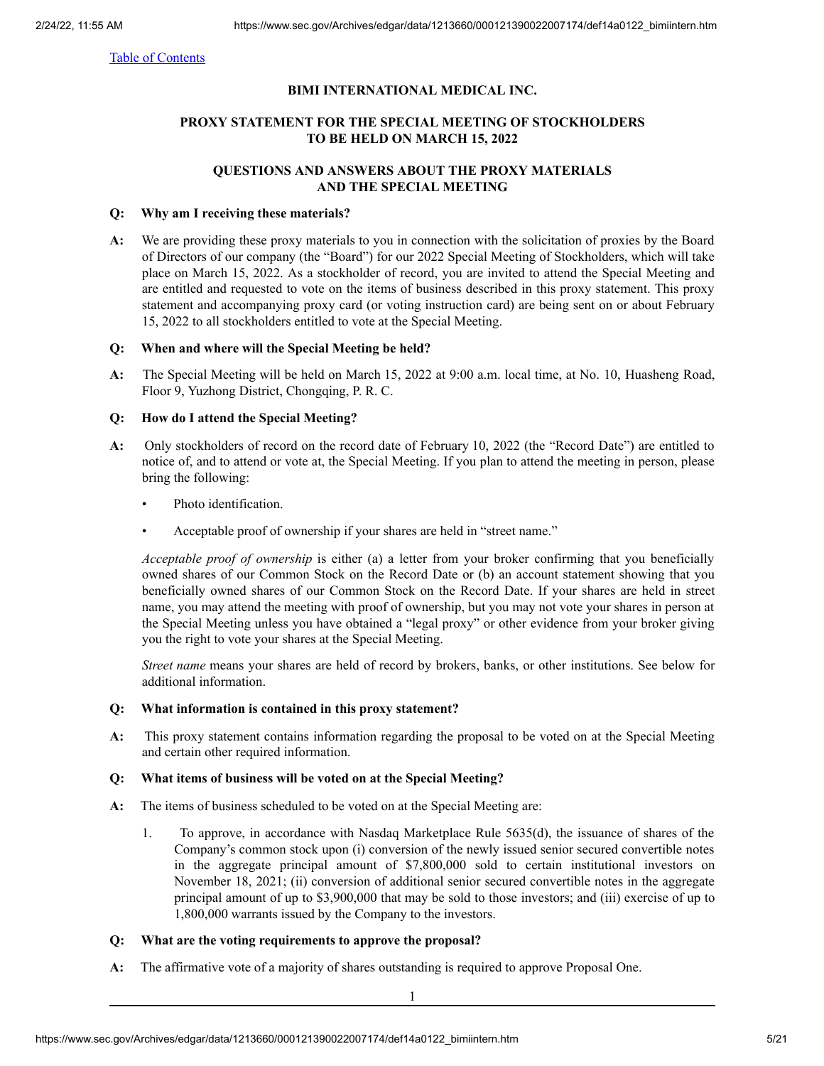[Table of Contents](#)

**BIMI INTERNATIONAL MEDICAL INC.**

**PROXY STATEMENT FOR THE SPECIAL MEETING OF STOCKHOLDERS TO BE HELD ON MARCH 15, 2022**

**QUESTIONS AND ANSWERS ABOUT THE PROXY MATERIALS AND THE SPECIAL MEETING**

**Q: Why am I receiving these materials?**

**A:** We are providing these proxy materials to you in connection with the solicitation of proxies by the Board of Directors of our company (the "Board") for our 2022 Special Meeting of Stockholders, which will take place on March 15, 2022. As a stockholder of record, you are invited to attend the Special Meeting and are entitled and requested to vote on the items of business described in this proxy statement. This proxy statement and accompanying proxy card (or voting instruction card) are being sent on or about February 15, 2022 to all stockholders entitled to vote at the Special Meeting.

**Q: When and where will the Special Meeting be held?**

**A:** The Special Meeting will be held on March 15, 2022 at 9:00 a.m. local time, at No. 10, Huasheng Road, Floor 9, Yuzhong District, Chongqing, P. R. C.

**Q: How do I attend the Special Meeting?**

**A:** Only stockholders of record on the record date of February 10, 2022 (the "Record Date") are entitled to notice of, and to attend or vote at, the Special Meeting. If you plan to attend the meeting in person, please bring the following:

- Photo identification.
- Acceptable proof of ownership if your shares are held in "street name."

*Acceptable proof of ownership* is either (a) a letter from your broker confirming that you beneficially owned shares of our Common Stock on the Record Date or (b) an account statement showing that you beneficially owned shares of our Common Stock on the Record Date. If your shares are held in street name, you may attend the meeting with proof of ownership, but you may not vote your shares in person at the Special Meeting unless you have obtained a "legal proxy" or other evidence from your broker giving you the right to vote your shares at the Special Meeting.

*Street name* means your shares are held of record by brokers, banks, or other institutions. See below for additional information.

**Q: What information is contained in this proxy statement?**

**A:** This proxy statement contains information regarding the proposal to be voted on at the Special Meeting and certain other required information.

**Q: What items of business will be voted on at the Special Meeting?**

**A:** The items of business scheduled to be voted on at the Special Meeting are:

1. To approve, in accordance with Nasdaq Marketplace Rule 5635(d), the issuance of shares of the Company's common stock upon (i) conversion of the newly issued senior secured convertible notes in the aggregate principal amount of $7,800,000 sold to certain institutional investors on November 18, 2021; (ii) conversion of additional senior secured convertible notes in the aggregate principal amount of up to $3,900,000 that may be sold to those investors; and (iii) exercise of up to 1,800,000 warrants issued by the Company to the investors.

**Q: What are the voting requirements to approve the proposal?**

**A:** The affirmative vote of a majority of shares outstanding is required to approve Proposal One.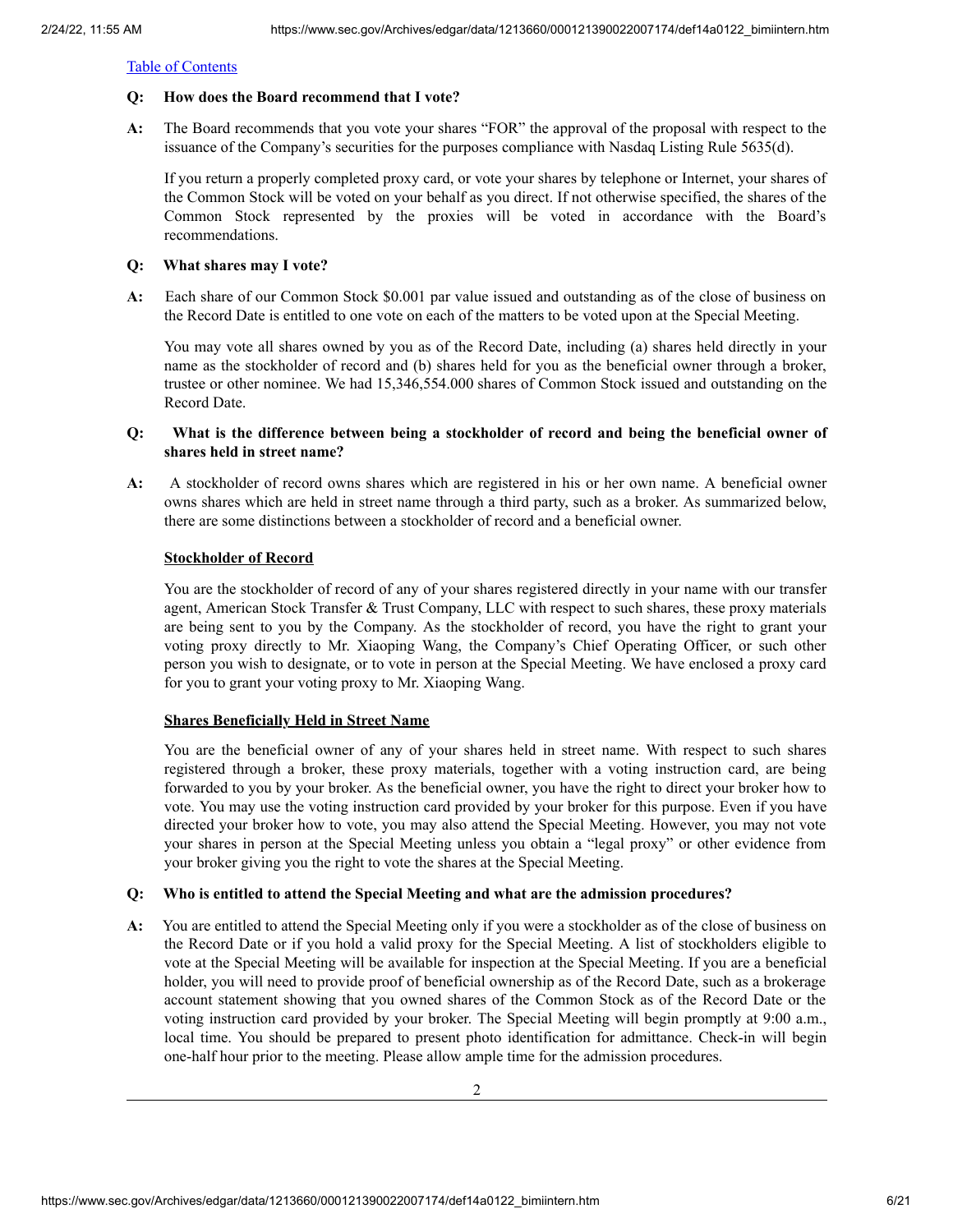[Table of Contents](#)

**Q: How does the Board recommend that I vote?**

**A:** The Board recommends that you vote your shares "FOR" the approval of the proposal with respect to the issuance of the Company's securities for the purposes compliance with Nasdaq Listing Rule 5635(d).

If you return a properly completed proxy card, or vote your shares by telephone or Internet, your shares of the Common Stock will be voted on your behalf as you direct. If not otherwise specified, the shares of the Common Stock represented by the proxies will be voted in accordance with the Board's recommendations.

**Q: What shares may I vote?**

**A:** Each share of our Common Stock $0.001 par value issued and outstanding as of the close of business on the Record Date is entitled to one vote on each of the matters to be voted upon at the Special Meeting.

You may vote all shares owned by you as of the Record Date, including (a) shares held directly in your name as the stockholder of record and (b) shares held for you as the beneficial owner through a broker, trustee or other nominee. We had 15,346,554.000 shares of Common Stock issued and outstanding on the Record Date.

**Q: What is the difference between being a stockholder of record and being the beneficial owner of shares held in street name?**

**A:** A stockholder of record owns shares which are registered in his or her own name. A beneficial owner owns shares which are held in street name through a third party, such as a broker. As summarized below, there are some distinctions between a stockholder of record and a beneficial owner.

**Stockholder of Record**

You are the stockholder of record of any of your shares registered directly in your name with our transfer agent, American Stock Transfer & Trust Company, LLC with respect to such shares, these proxy materials are being sent to you by the Company. As the stockholder of record, you have the right to grant your voting proxy directly to Mr. Xiaoping Wang, the Company's Chief Operating Officer, or such other person you wish to designate, or to vote in person at the Special Meeting. We have enclosed a proxy card for you to grant your voting proxy to Mr. Xiaoping Wang.

**Shares Beneficially Held in Street Name**

You are the beneficial owner of any of your shares held in street name. With respect to such shares registered through a broker, these proxy materials, together with a voting instruction card, are being forwarded to you by your broker. As the beneficial owner, you have the right to direct your broker how to vote. You may use the voting instruction card provided by your broker for this purpose. Even if you have directed your broker how to vote, you may also attend the Special Meeting. However, you may not vote your shares in person at the Special Meeting unless you obtain a "legal proxy" or other evidence from your broker giving you the right to vote the shares at the Special Meeting.

**Q: Who is entitled to attend the Special Meeting and what are the admission procedures?**

**A:** You are entitled to attend the Special Meeting only if you were a stockholder as of the close of business on the Record Date or if you hold a valid proxy for the Special Meeting. A list of stockholders eligible to vote at the Special Meeting will be available for inspection at the Special Meeting. If you are a beneficial holder, you will need to provide proof of beneficial ownership as of the Record Date, such as a brokerage account statement showing that you owned shares of the Common Stock as of the Record Date or the voting instruction card provided by your broker. The Special Meeting will begin promptly at 9:00 a.m., local time. You should be prepared to present photo identification for admittance. Check-in will begin one-half hour prior to the meeting. Please allow ample time for the admission procedures.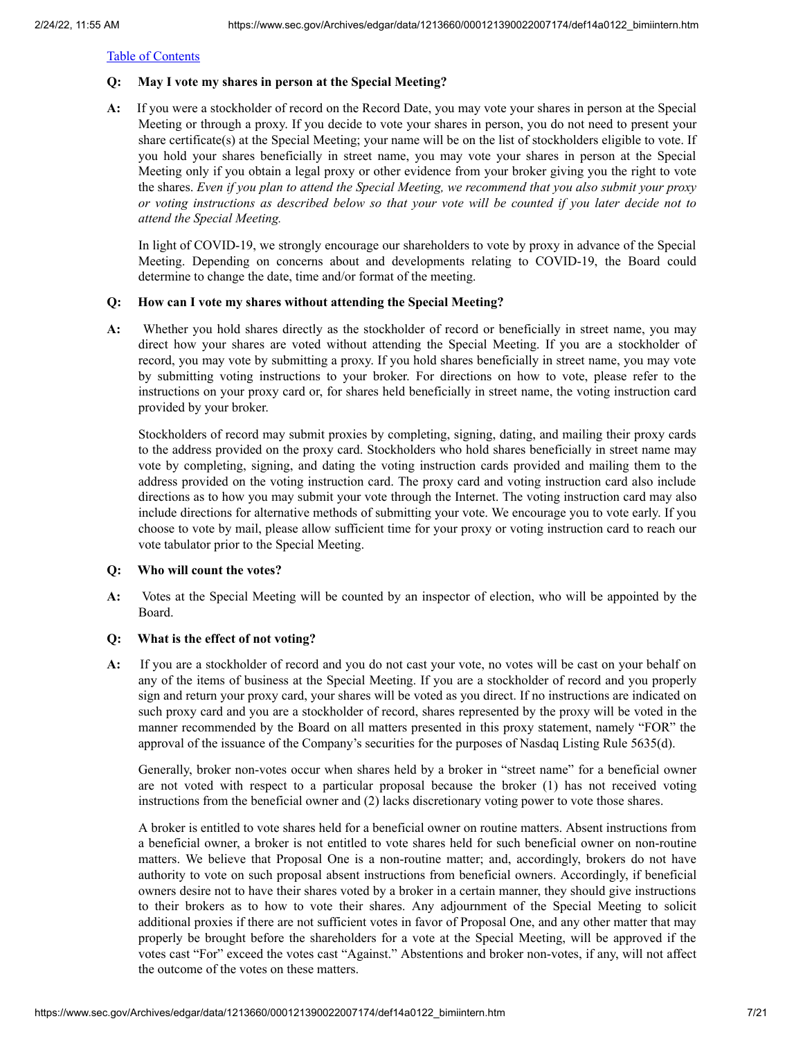[Table of Contents](#)

**Q: May I vote my shares in person at the Special Meeting?**

**A:** If you were a stockholder of record on the Record Date, you may vote your shares in person at the Special Meeting or through a proxy. If you decide to vote your shares in person, you do not need to present your share certificate(s) at the Special Meeting; your name will be on the list of stockholders eligible to vote. If you hold your shares beneficially in street name, you may vote your shares in person at the Special Meeting only if you obtain a legal proxy or other evidence from your broker giving you the right to vote the shares. *Even if you plan to attend the Special Meeting, we recommend that you also submit your proxy or voting instructions as described below so that your vote will be counted if you later decide not to attend the Special Meeting.*

In light of COVID-19, we strongly encourage our shareholders to vote by proxy in advance of the Special Meeting. Depending on concerns about and developments relating to COVID-19, the Board could determine to change the date, time and/or format of the meeting.

**Q: How can I vote my shares without attending the Special Meeting?**

**A:** Whether you hold shares directly as the stockholder of record or beneficially in street name, you may direct how your shares are voted without attending the Special Meeting. If you are a stockholder of record, you may vote by submitting a proxy. If you hold shares beneficially in street name, you may vote by submitting voting instructions to your broker. For directions on how to vote, please refer to the instructions on your proxy card or, for shares held beneficially in street name, the voting instruction card provided by your broker.

Stockholders of record may submit proxies by completing, signing, dating, and mailing their proxy cards to the address provided on the proxy card. Stockholders who hold shares beneficially in street name may vote by completing, signing, and dating the voting instruction cards provided and mailing them to the address provided on the voting instruction card. The proxy card and voting instruction card also include directions as to how you may submit your vote through the Internet. The voting instruction card may also include directions for alternative methods of submitting your vote. We encourage you to vote early. If you choose to vote by mail, please allow sufficient time for your proxy or voting instruction card to reach our vote tabulator prior to the Special Meeting.

**Q: Who will count the votes?**

**A:** Votes at the Special Meeting will be counted by an inspector of election, who will be appointed by the Board.

**Q: What is the effect of not voting?**

**A:** If you are a stockholder of record and you do not cast your vote, no votes will be cast on your behalf on any of the items of business at the Special Meeting. If you are a stockholder of record and you properly sign and return your proxy card, your shares will be voted as you direct. If no instructions are indicated on such proxy card and you are a stockholder of record, shares represented by the proxy will be voted in the manner recommended by the Board on all matters presented in this proxy statement, namely "FOR" the approval of the issuance of the Company's securities for the purposes of Nasdaq Listing Rule 5635(d).

Generally, broker non-votes occur when shares held by a broker in "street name" for a beneficial owner are not voted with respect to a particular proposal because the broker (1) has not received voting instructions from the beneficial owner and (2) lacks discretionary voting power to vote those shares.

A broker is entitled to vote shares held for a beneficial owner on routine matters. Absent instructions from a beneficial owner, a broker is not entitled to vote shares held for such beneficial owner on non-routine matters. We believe that Proposal One is a non-routine matter; and, accordingly, brokers do not have authority to vote on such proposal absent instructions from beneficial owners. Accordingly, if beneficial owners desire not to have their shares voted by a broker in a certain manner, they should give instructions to their brokers as to how to vote their shares. Any adjournment of the Special Meeting to solicit additional proxies if there are not sufficient votes in favor of Proposal One, and any other matter that may properly be brought before the shareholders for a vote at the Special Meeting, will be approved if the votes cast "For" exceed the votes cast "Against." Abstentions and broker non-votes, if any, will not affect the outcome of the votes on these matters.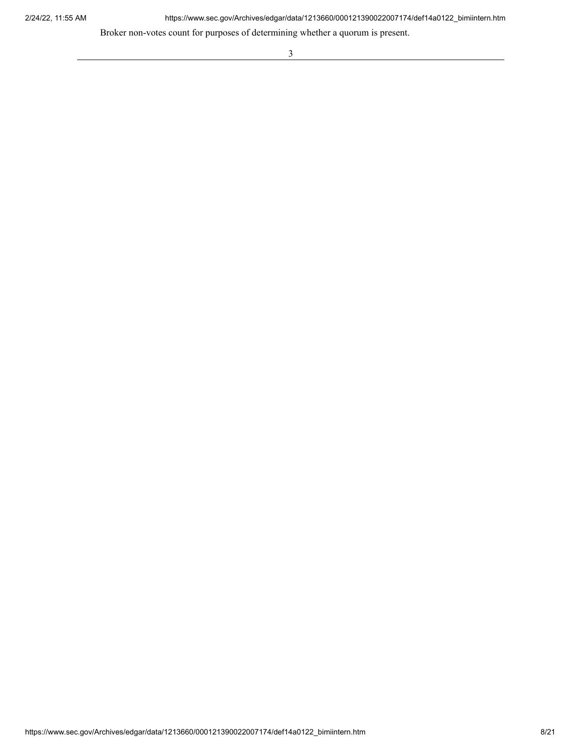Broker non-votes count for purposes of determining whether a quorum is present.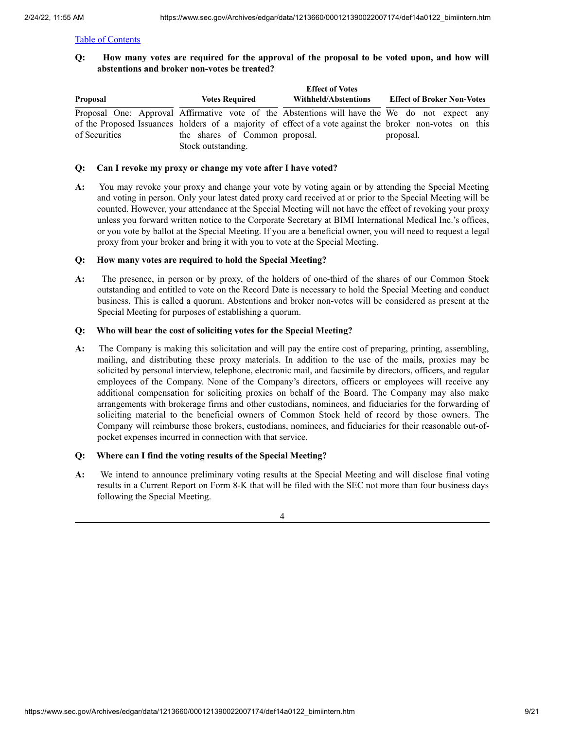**Q: How many votes are required for the approval of the proposal to be voted upon, and how will abstentions and broker non-votes be treated?**

| Proposal | Votes Required | Effect of Votes Withheld/Abstentions | Effect of Broker Non-Votes |
|---|---|---|---|
| Proposal One: Approval of the Proposed Issuances of Securities | Affirmative vote of the holders of a majority of the shares of Common Stock outstanding. | Abstentions will have the effect of a vote against the proposal. | We do not expect any broker non-votes on this proposal. |

**Q: Can I revoke my proxy or change my vote after I have voted?**

**A:** You may revoke your proxy and change your vote by voting again or by attending the Special Meeting and voting in person. Only your latest dated proxy card received at or prior to the Special Meeting will be counted. However, your attendance at the Special Meeting will not have the effect of revoking your proxy unless you forward written notice to the Corporate Secretary at BIMI International Medical Inc.'s offices, or you vote by ballot at the Special Meeting. If you are a beneficial owner, you will need to request a legal proxy from your broker and bring it with you to vote at the Special Meeting.

**Q: How many votes are required to hold the Special Meeting?**

**A:** The presence, in person or by proxy, of the holders of one-third of the shares of our Common Stock outstanding and entitled to vote on the Record Date is necessary to hold the Special Meeting and conduct business. This is called a quorum. Abstentions and broker non-votes will be considered as present at the Special Meeting for purposes of establishing a quorum.

**Q: Who will bear the cost of soliciting votes for the Special Meeting?**

**A:** The Company is making this solicitation and will pay the entire cost of preparing, printing, assembling, mailing, and distributing these proxy materials. In addition to the use of the mails, proxies may be solicited by personal interview, telephone, electronic mail, and facsimile by directors, officers, and regular employees of the Company. None of the Company's directors, officers or employees will receive any additional compensation for soliciting proxies on behalf of the Board. The Company may also make arrangements with brokerage firms and other custodians, nominees, and fiduciaries for the forwarding of soliciting material to the beneficial owners of Common Stock held of record by those owners. The Company will reimburse those brokers, custodians, nominees, and fiduciaries for their reasonable out-of-pocket expenses incurred in connection with that service.

**Q: Where can I find the voting results of the Special Meeting?**

**A:** We intend to announce preliminary voting results at the Special Meeting and will disclose final voting results in a Current Report on Form 8-K that will be filed with the SEC not more than four business days following the Special Meeting.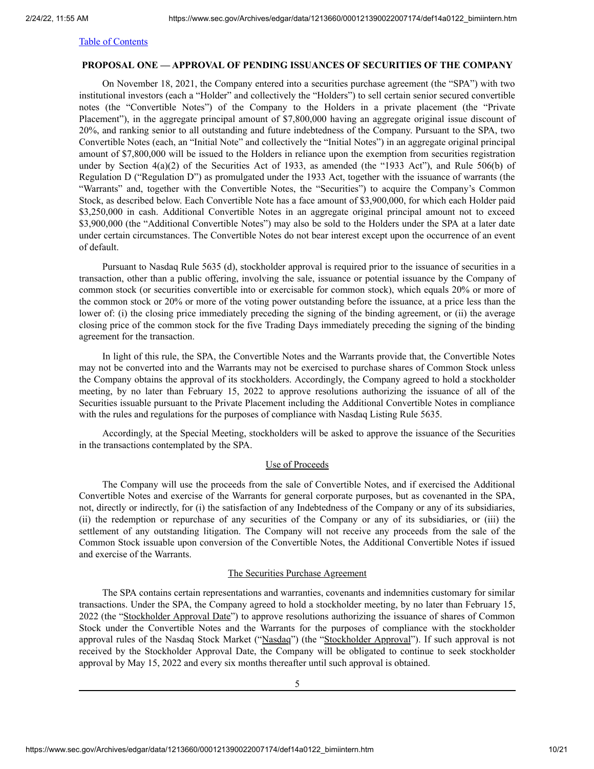[Table of Contents](#)

## PROPOSAL ONE — APPROVAL OF PENDING ISSUANCES OF SECURITIES OF THE COMPANY

On November 18, 2021, the Company entered into a securities purchase agreement (the "SPA") with two institutional investors (each a "Holder" and collectively the "Holders") to sell certain senior secured convertible notes (the "Convertible Notes") of the Company to the Holders in a private placement (the "Private Placement"), in the aggregate principal amount of $7,800,000 having an aggregate original issue discount of 20%, and ranking senior to all outstanding and future indebtedness of the Company. Pursuant to the SPA, two Convertible Notes (each, an "Initial Note" and collectively the "Initial Notes") in an aggregate original principal amount of $7,800,000 will be issued to the Holders in reliance upon the exemption from securities registration under by Section 4(a)(2) of the Securities Act of 1933, as amended (the "1933 Act"), and Rule 506(b) of Regulation D ("Regulation D") as promulgated under the 1933 Act, together with the issuance of warrants (the "Warrants" and, together with the Convertible Notes, the "Securities") to acquire the Company's Common Stock, as described below. Each Convertible Note has a face amount of $3,900,000, for which each Holder paid $3,250,000 in cash. Additional Convertible Notes in an aggregate original principal amount not to exceed $3,900,000 (the "Additional Convertible Notes") may also be sold to the Holders under the SPA at a later date under certain circumstances. The Convertible Notes do not bear interest except upon the occurrence of an event of default.

Pursuant to Nasdaq Rule 5635 (d), stockholder approval is required prior to the issuance of securities in a transaction, other than a public offering, involving the sale, issuance or potential issuance by the Company of common stock (or securities convertible into or exercisable for common stock), which equals 20% or more of the common stock or 20% or more of the voting power outstanding before the issuance, at a price less than the lower of: (i) the closing price immediately preceding the signing of the binding agreement, or (ii) the average closing price of the common stock for the five Trading Days immediately preceding the signing of the binding agreement for the transaction.

In light of this rule, the SPA, the Convertible Notes and the Warrants provide that, the Convertible Notes may not be converted into and the Warrants may not be exercised to purchase shares of Common Stock unless the Company obtains the approval of its stockholders. Accordingly, the Company agreed to hold a stockholder meeting, by no later than February 15, 2022 to approve resolutions authorizing the issuance of all of the Securities issuable pursuant to the Private Placement including the Additional Convertible Notes in compliance with the rules and regulations for the purposes of compliance with Nasdaq Listing Rule 5635.

Accordingly, at the Special Meeting, stockholders will be asked to approve the issuance of the Securities in the transactions contemplated by the SPA.

### Use of Proceeds

The Company will use the proceeds from the sale of Convertible Notes, and if exercised the Additional Convertible Notes and exercise of the Warrants for general corporate purposes, but as covenanted in the SPA, not, directly or indirectly, for (i) the satisfaction of any Indebtedness of the Company or any of its subsidiaries, (ii) the redemption or repurchase of any securities of the Company or any of its subsidiaries, or (iii) the settlement of any outstanding litigation. The Company will not receive any proceeds from the sale of the Common Stock issuable upon conversion of the Convertible Notes, the Additional Convertible Notes if issued and exercise of the Warrants.

### The Securities Purchase Agreement

The SPA contains certain representations and warranties, covenants and indemnities customary for similar transactions. Under the SPA, the Company agreed to hold a stockholder meeting, by no later than February 15, 2022 (the "Stockholder Approval Date") to approve resolutions authorizing the issuance of shares of Common Stock under the Convertible Notes and the Warrants for the purposes of compliance with the stockholder approval rules of the Nasdaq Stock Market ("Nasdaq") (the "Stockholder Approval"). If such approval is not received by the Stockholder Approval Date, the Company will be obligated to continue to seek stockholder approval by May 15, 2022 and every six months thereafter until such approval is obtained.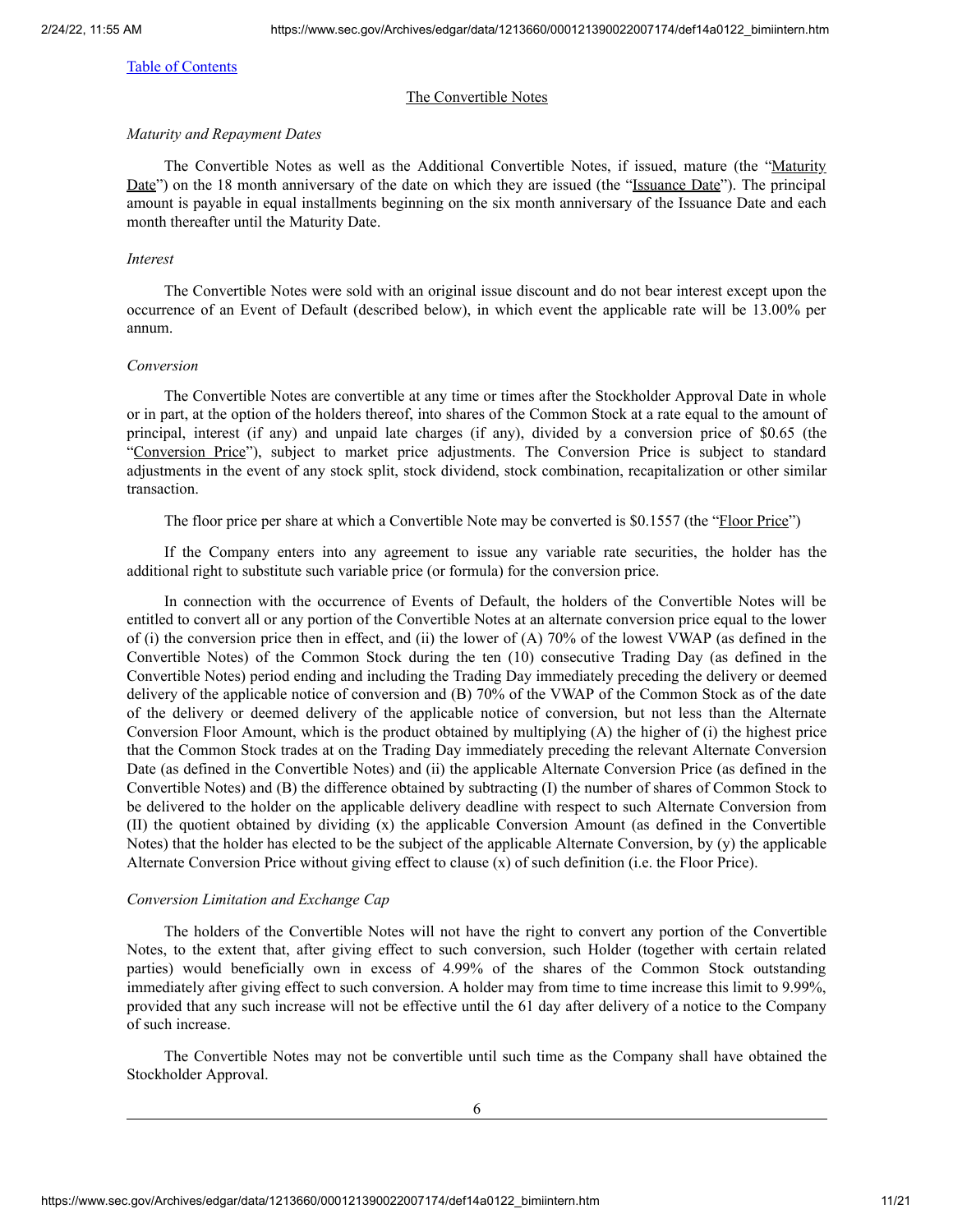[Table of Contents](#)

## The Convertible Notes

*Maturity and Repayment Dates*

The Convertible Notes as well as the Additional Convertible Notes, if issued, mature (the "Maturity Date") on the 18 month anniversary of the date on which they are issued (the "Issuance Date"). The principal amount is payable in equal installments beginning on the six month anniversary of the Issuance Date and each month thereafter until the Maturity Date.

*Interest*

The Convertible Notes were sold with an original issue discount and do not bear interest except upon the occurrence of an Event of Default (described below), in which event the applicable rate will be 13.00% per annum.

*Conversion*

The Convertible Notes are convertible at any time or times after the Stockholder Approval Date in whole or in part, at the option of the holders thereof, into shares of the Common Stock at a rate equal to the amount of principal, interest (if any) and unpaid late charges (if any), divided by a conversion price of $0.65 (the "Conversion Price"), subject to market price adjustments. The Conversion Price is subject to standard adjustments in the event of any stock split, stock dividend, stock combination, recapitalization or other similar transaction.

The floor price per share at which a Convertible Note may be converted is $0.1557 (the "Floor Price")

If the Company enters into any agreement to issue any variable rate securities, the holder has the additional right to substitute such variable price (or formula) for the conversion price.

In connection with the occurrence of Events of Default, the holders of the Convertible Notes will be entitled to convert all or any portion of the Convertible Notes at an alternate conversion price equal to the lower of (i) the conversion price then in effect, and (ii) the lower of (A) 70% of the lowest VWAP (as defined in the Convertible Notes) of the Common Stock during the ten (10) consecutive Trading Day (as defined in the Convertible Notes) period ending and including the Trading Day immediately preceding the delivery or deemed delivery of the applicable notice of conversion and (B) 70% of the VWAP of the Common Stock as of the date of the delivery or deemed delivery of the applicable notice of conversion, but not less than the Alternate Conversion Floor Amount, which is the product obtained by multiplying (A) the higher of (i) the highest price that the Common Stock trades at on the Trading Day immediately preceding the relevant Alternate Conversion Date (as defined in the Convertible Notes) and (ii) the applicable Alternate Conversion Price (as defined in the Convertible Notes) and (B) the difference obtained by subtracting (I) the number of shares of Common Stock to be delivered to the holder on the applicable delivery deadline with respect to such Alternate Conversion from (II) the quotient obtained by dividing (x) the applicable Conversion Amount (as defined in the Convertible Notes) that the holder has elected to be the subject of the applicable Alternate Conversion, by (y) the applicable Alternate Conversion Price without giving effect to clause (x) of such definition (i.e. the Floor Price).

*Conversion Limitation and Exchange Cap*

The holders of the Convertible Notes will not have the right to convert any portion of the Convertible Notes, to the extent that, after giving effect to such conversion, such Holder (together with certain related parties) would beneficially own in excess of 4.99% of the shares of the Common Stock outstanding immediately after giving effect to such conversion. A holder may from time to time increase this limit to 9.99%, provided that any such increase will not be effective until the 61 day after delivery of a notice to the Company of such increase.

The Convertible Notes may not be convertible until such time as the Company shall have obtained the Stockholder Approval.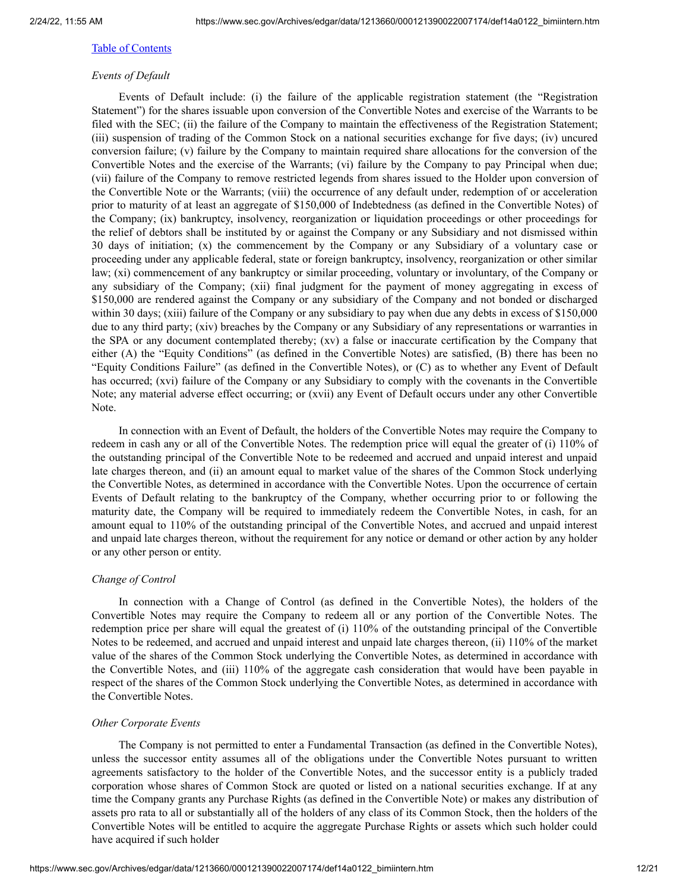*Events of Default*

Events of Default include: (i) the failure of the applicable registration statement (the "Registration Statement") for the shares issuable upon conversion of the Convertible Notes and exercise of the Warrants to be filed with the SEC; (ii) the failure of the Company to maintain the effectiveness of the Registration Statement; (iii) suspension of trading of the Common Stock on a national securities exchange for five days; (iv) uncured conversion failure; (v) failure by the Company to maintain required share allocations for the conversion of the Convertible Notes and the exercise of the Warrants; (vi) failure by the Company to pay Principal when due; (vii) failure of the Company to remove restricted legends from shares issued to the Holder upon conversion of the Convertible Note or the Warrants; (viii) the occurrence of any default under, redemption of or acceleration prior to maturity of at least an aggregate of $150,000 of Indebtedness (as defined in the Convertible Notes) of the Company; (ix) bankruptcy, insolvency, reorganization or liquidation proceedings or other proceedings for the relief of debtors shall be instituted by or against the Company or any Subsidiary and not dismissed within 30 days of initiation; (x) the commencement by the Company or any Subsidiary of a voluntary case or proceeding under any applicable federal, state or foreign bankruptcy, insolvency, reorganization or other similar law; (xi) commencement of any bankruptcy or similar proceeding, voluntary or involuntary, of the Company or any subsidiary of the Company; (xii) final judgment for the payment of money aggregating in excess of $150,000 are rendered against the Company or any subsidiary of the Company and not bonded or discharged within 30 days; (xiii) failure of the Company or any subsidiary to pay when due any debts in excess of $150,000 due to any third party; (xiv) breaches by the Company or any Subsidiary of any representations or warranties in the SPA or any document contemplated thereby; (xv) a false or inaccurate certification by the Company that either (A) the "Equity Conditions" (as defined in the Convertible Notes) are satisfied, (B) there has been no "Equity Conditions Failure" (as defined in the Convertible Notes), or (C) as to whether any Event of Default has occurred; (xvi) failure of the Company or any Subsidiary to comply with the covenants in the Convertible Note; any material adverse effect occurring; or (xvii) any Event of Default occurs under any other Convertible Note.

In connection with an Event of Default, the holders of the Convertible Notes may require the Company to redeem in cash any or all of the Convertible Notes. The redemption price will equal the greater of (i) 110% of the outstanding principal of the Convertible Note to be redeemed and accrued and unpaid interest and unpaid late charges thereon, and (ii) an amount equal to market value of the shares of the Common Stock underlying the Convertible Notes, as determined in accordance with the Convertible Notes. Upon the occurrence of certain Events of Default relating to the bankruptcy of the Company, whether occurring prior to or following the maturity date, the Company will be required to immediately redeem the Convertible Notes, in cash, for an amount equal to 110% of the outstanding principal of the Convertible Notes, and accrued and unpaid interest and unpaid late charges thereon, without the requirement for any notice or demand or other action by any holder or any other person or entity.

*Change of Control*

In connection with a Change of Control (as defined in the Convertible Notes), the holders of the Convertible Notes may require the Company to redeem all or any portion of the Convertible Notes. The redemption price per share will equal the greatest of (i) 110% of the outstanding principal of the Convertible Notes to be redeemed, and accrued and unpaid interest and unpaid late charges thereon, (ii) 110% of the market value of the shares of the Common Stock underlying the Convertible Notes, as determined in accordance with the Convertible Notes, and (iii) 110% of the aggregate cash consideration that would have been payable in respect of the shares of the Common Stock underlying the Convertible Notes, as determined in accordance with the Convertible Notes.

*Other Corporate Events*

The Company is not permitted to enter a Fundamental Transaction (as defined in the Convertible Notes), unless the successor entity assumes all of the obligations under the Convertible Notes pursuant to written agreements satisfactory to the holder of the Convertible Notes, and the successor entity is a publicly traded corporation whose shares of Common Stock are quoted or listed on a national securities exchange. If at any time the Company grants any Purchase Rights (as defined in the Convertible Note) or makes any distribution of assets pro rata to all or substantially all of the holders of any class of its Common Stock, then the holders of the Convertible Notes will be entitled to acquire the aggregate Purchase Rights or assets which such holder could have acquired if such holder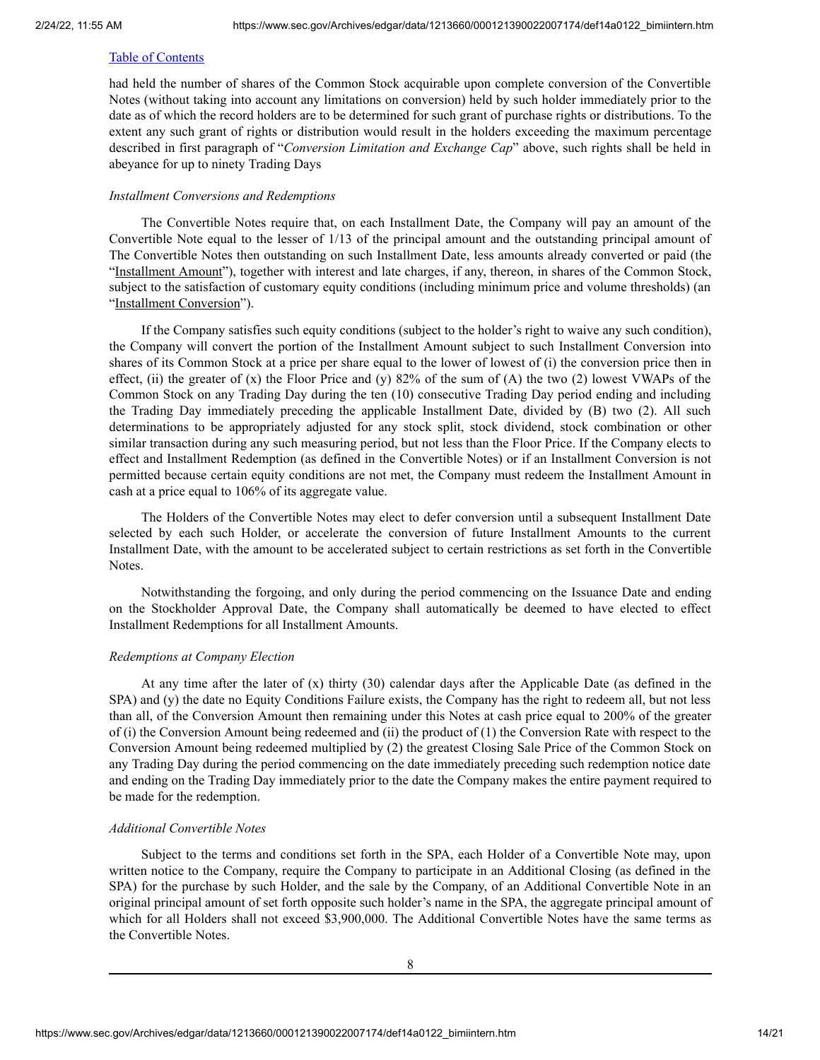had held the number of shares of the Common Stock acquirable upon complete conversion of the Convertible Notes (without taking into account any limitations on conversion) held by such holder immediately prior to the date as of which the record holders are to be determined for such grant of purchase rights or distributions. To the extent any such grant of rights or distribution would result in the holders exceeding the maximum percentage described in first paragraph of "*Conversion Limitation and Exchange Cap*" above, such rights shall be held in abeyance for up to ninety Trading Days

*Installment Conversions and Redemptions*

The Convertible Notes require that, on each Installment Date, the Company will pay an amount of the Convertible Note equal to the lesser of 1/13 of the principal amount and the outstanding principal amount of The Convertible Notes then outstanding on such Installment Date, less amounts already converted or paid (the "Installment Amount"), together with interest and late charges, if any, thereon, in shares of the Common Stock, subject to the satisfaction of customary equity conditions (including minimum price and volume thresholds) (an "Installment Conversion").

If the Company satisfies such equity conditions (subject to the holder's right to waive any such condition), the Company will convert the portion of the Installment Amount subject to such Installment Conversion into shares of its Common Stock at a price per share equal to the lower of lowest of (i) the conversion price then in effect, (ii) the greater of (x) the Floor Price and (y) 82% of the sum of (A) the two (2) lowest VWAPs of the Common Stock on any Trading Day during the ten (10) consecutive Trading Day period ending and including the Trading Day immediately preceding the applicable Installment Date, divided by (B) two (2). All such determinations to be appropriately adjusted for any stock split, stock dividend, stock combination or other similar transaction during any such measuring period, but not less than the Floor Price. If the Company elects to effect and Installment Redemption (as defined in the Convertible Notes) or if an Installment Conversion is not permitted because certain equity conditions are not met, the Company must redeem the Installment Amount in cash at a price equal to 106% of its aggregate value.

The Holders of the Convertible Notes may elect to defer conversion until a subsequent Installment Date selected by each such Holder, or accelerate the conversion of future Installment Amounts to the current Installment Date, with the amount to be accelerated subject to certain restrictions as set forth in the Convertible Notes.

Notwithstanding the forgoing, and only during the period commencing on the Issuance Date and ending on the Stockholder Approval Date, the Company shall automatically be deemed to have elected to effect Installment Redemptions for all Installment Amounts.

*Redemptions at Company Election*

At any time after the later of (x) thirty (30) calendar days after the Applicable Date (as defined in the SPA) and (y) the date no Equity Conditions Failure exists, the Company has the right to redeem all, but not less than all, of the Conversion Amount then remaining under this Notes at cash price equal to 200% of the greater of (i) the Conversion Amount being redeemed and (ii) the product of (1) the Conversion Rate with respect to the Conversion Amount being redeemed multiplied by (2) the greatest Closing Sale Price of the Common Stock on any Trading Day during the period commencing on the date immediately preceding such redemption notice date and ending on the Trading Day immediately prior to the date the Company makes the entire payment required to be made for the redemption.

*Additional Convertible Notes*

Subject to the terms and conditions set forth in the SPA, each Holder of a Convertible Note may, upon written notice to the Company, require the Company to participate in an Additional Closing (as defined in the SPA) for the purchase by such Holder, and the sale by the Company, of an Additional Convertible Note in an original principal amount of set forth opposite such holder's name in the SPA, the aggregate principal amount of which for all Holders shall not exceed $3,900,000. The Additional Convertible Notes have the same terms as the Convertible Notes.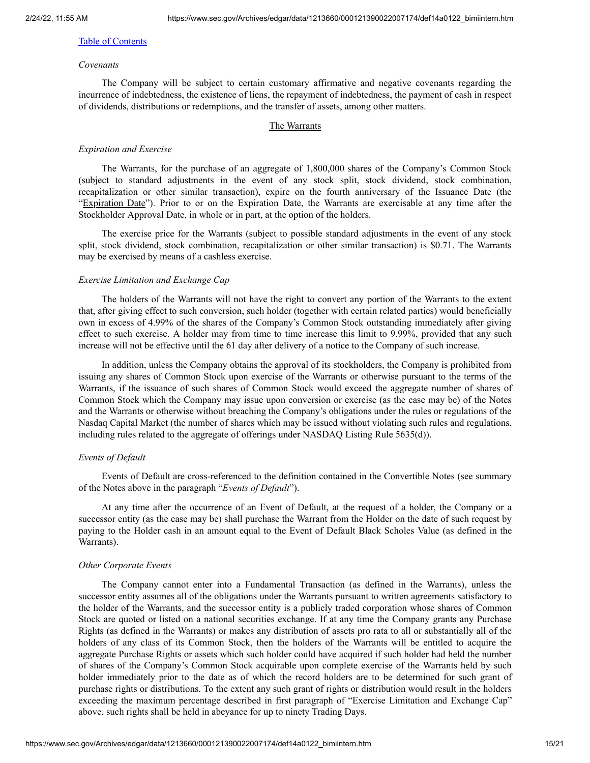[Table of Contents](#)

*Covenants*

The Company will be subject to certain customary affirmative and negative covenants regarding the incurrence of indebtedness, the existence of liens, the repayment of indebtedness, the payment of cash in respect of dividends, distributions or redemptions, and the transfer of assets, among other matters.

## The Warrants

*Expiration and Exercise*

The Warrants, for the purchase of an aggregate of 1,800,000 shares of the Company's Common Stock (subject to standard adjustments in the event of any stock split, stock dividend, stock combination, recapitalization or other similar transaction), expire on the fourth anniversary of the Issuance Date (the "Expiration Date"). Prior to or on the Expiration Date, the Warrants are exercisable at any time after the Stockholder Approval Date, in whole or in part, at the option of the holders.

The exercise price for the Warrants (subject to possible standard adjustments in the event of any stock split, stock dividend, stock combination, recapitalization or other similar transaction) is $0.71. The Warrants may be exercised by means of a cashless exercise.

*Exercise Limitation and Exchange Cap*

The holders of the Warrants will not have the right to convert any portion of the Warrants to the extent that, after giving effect to such conversion, such holder (together with certain related parties) would beneficially own in excess of 4.99% of the shares of the Company's Common Stock outstanding immediately after giving effect to such exercise. A holder may from time to time increase this limit to 9.99%, provided that any such increase will not be effective until the 61 day after delivery of a notice to the Company of such increase.

In addition, unless the Company obtains the approval of its stockholders, the Company is prohibited from issuing any shares of Common Stock upon exercise of the Warrants or otherwise pursuant to the terms of the Warrants, if the issuance of such shares of Common Stock would exceed the aggregate number of shares of Common Stock which the Company may issue upon conversion or exercise (as the case may be) of the Notes and the Warrants or otherwise without breaching the Company's obligations under the rules or regulations of the Nasdaq Capital Market (the number of shares which may be issued without violating such rules and regulations, including rules related to the aggregate of offerings under NASDAQ Listing Rule 5635(d)).

*Events of Default*

Events of Default are cross-referenced to the definition contained in the Convertible Notes (see summary of the Notes above in the paragraph "*Events of Default*").

At any time after the occurrence of an Event of Default, at the request of a holder, the Company or a successor entity (as the case may be) shall purchase the Warrant from the Holder on the date of such request by paying to the Holder cash in an amount equal to the Event of Default Black Scholes Value (as defined in the Warrants).

*Other Corporate Events*

The Company cannot enter into a Fundamental Transaction (as defined in the Warrants), unless the successor entity assumes all of the obligations under the Warrants pursuant to written agreements satisfactory to the holder of the Warrants, and the successor entity is a publicly traded corporation whose shares of Common Stock are quoted or listed on a national securities exchange. If at any time the Company grants any Purchase Rights (as defined in the Warrants) or makes any distribution of assets pro rata to all or substantially all of the holders of any class of its Common Stock, then the holders of the Warrants will be entitled to acquire the aggregate Purchase Rights or assets which such holder could have acquired if such holder had held the number of shares of the Company's Common Stock acquirable upon complete exercise of the Warrants held by such holder immediately prior to the date as of which the record holders are to be determined for such grant of purchase rights or distributions. To the extent any such grant of rights or distribution would result in the holders exceeding the maximum percentage described in first paragraph of "Exercise Limitation and Exchange Cap" above, such rights shall be held in abeyance for up to ninety Trading Days.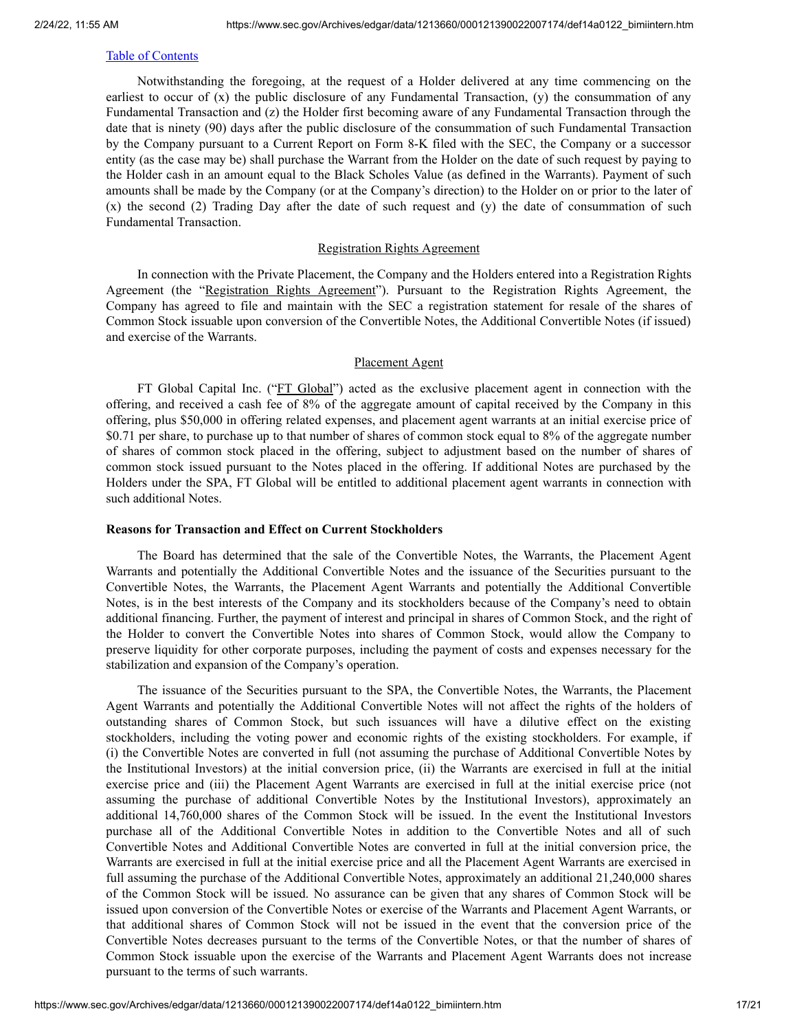Notwithstanding the foregoing, at the request of a Holder delivered at any time commencing on the earliest to occur of (x) the public disclosure of any Fundamental Transaction, (y) the consummation of any Fundamental Transaction and (z) the Holder first becoming aware of any Fundamental Transaction through the date that is ninety (90) days after the public disclosure of the consummation of such Fundamental Transaction by the Company pursuant to a Current Report on Form 8-K filed with the SEC, the Company or a successor entity (as the case may be) shall purchase the Warrant from the Holder on the date of such request by paying to the Holder cash in an amount equal to the Black Scholes Value (as defined in the Warrants). Payment of such amounts shall be made by the Company (or at the Company's direction) to the Holder on or prior to the later of (x) the second (2) Trading Day after the date of such request and (y) the date of consummation of such Fundamental Transaction.

## Registration Rights Agreement

In connection with the Private Placement, the Company and the Holders entered into a Registration Rights Agreement (the "Registration Rights Agreement"). Pursuant to the Registration Rights Agreement, the Company has agreed to file and maintain with the SEC a registration statement for resale of the shares of Common Stock issuable upon conversion of the Convertible Notes, the Additional Convertible Notes (if issued) and exercise of the Warrants.

## Placement Agent

FT Global Capital Inc. ("FT Global") acted as the exclusive placement agent in connection with the offering, and received a cash fee of 8% of the aggregate amount of capital received by the Company in this offering, plus $50,000 in offering related expenses, and placement agent warrants at an initial exercise price of $0.71 per share, to purchase up to that number of shares of common stock equal to 8% of the aggregate number of shares of common stock placed in the offering, subject to adjustment based on the number of shares of common stock issued pursuant to the Notes placed in the offering. If additional Notes are purchased by the Holders under the SPA, FT Global will be entitled to additional placement agent warrants in connection with such additional Notes.

**Reasons for Transaction and Effect on Current Stockholders**

The Board has determined that the sale of the Convertible Notes, the Warrants, the Placement Agent Warrants and potentially the Additional Convertible Notes and the issuance of the Securities pursuant to the Convertible Notes, the Warrants, the Placement Agent Warrants and potentially the Additional Convertible Notes, is in the best interests of the Company and its stockholders because of the Company's need to obtain additional financing. Further, the payment of interest and principal in shares of Common Stock, and the right of the Holder to convert the Convertible Notes into shares of Common Stock, would allow the Company to preserve liquidity for other corporate purposes, including the payment of costs and expenses necessary for the stabilization and expansion of the Company's operation.

The issuance of the Securities pursuant to the SPA, the Convertible Notes, the Warrants, the Placement Agent Warrants and potentially the Additional Convertible Notes will not affect the rights of the holders of outstanding shares of Common Stock, but such issuances will have a dilutive effect on the existing stockholders, including the voting power and economic rights of the existing stockholders. For example, if (i) the Convertible Notes are converted in full (not assuming the purchase of Additional Convertible Notes by the Institutional Investors) at the initial conversion price, (ii) the Warrants are exercised in full at the initial exercise price and (iii) the Placement Agent Warrants are exercised in full at the initial exercise price (not assuming the purchase of additional Convertible Notes by the Institutional Investors), approximately an additional 14,760,000 shares of the Common Stock will be issued. In the event the Institutional Investors purchase all of the Additional Convertible Notes in addition to the Convertible Notes and all of such Convertible Notes and Additional Convertible Notes are converted in full at the initial conversion price, the Warrants are exercised in full at the initial exercise price and all the Placement Agent Warrants are exercised in full assuming the purchase of the Additional Convertible Notes, approximately an additional 21,240,000 shares of the Common Stock will be issued. No assurance can be given that any shares of Common Stock will be issued upon conversion of the Convertible Notes or exercise of the Warrants and Placement Agent Warrants, or that additional shares of Common Stock will not be issued in the event that the conversion price of the Convertible Notes decreases pursuant to the terms of the Convertible Notes, or that the number of shares of Common Stock issuable upon the exercise of the Warrants and Placement Agent Warrants does not increase pursuant to the terms of such warrants.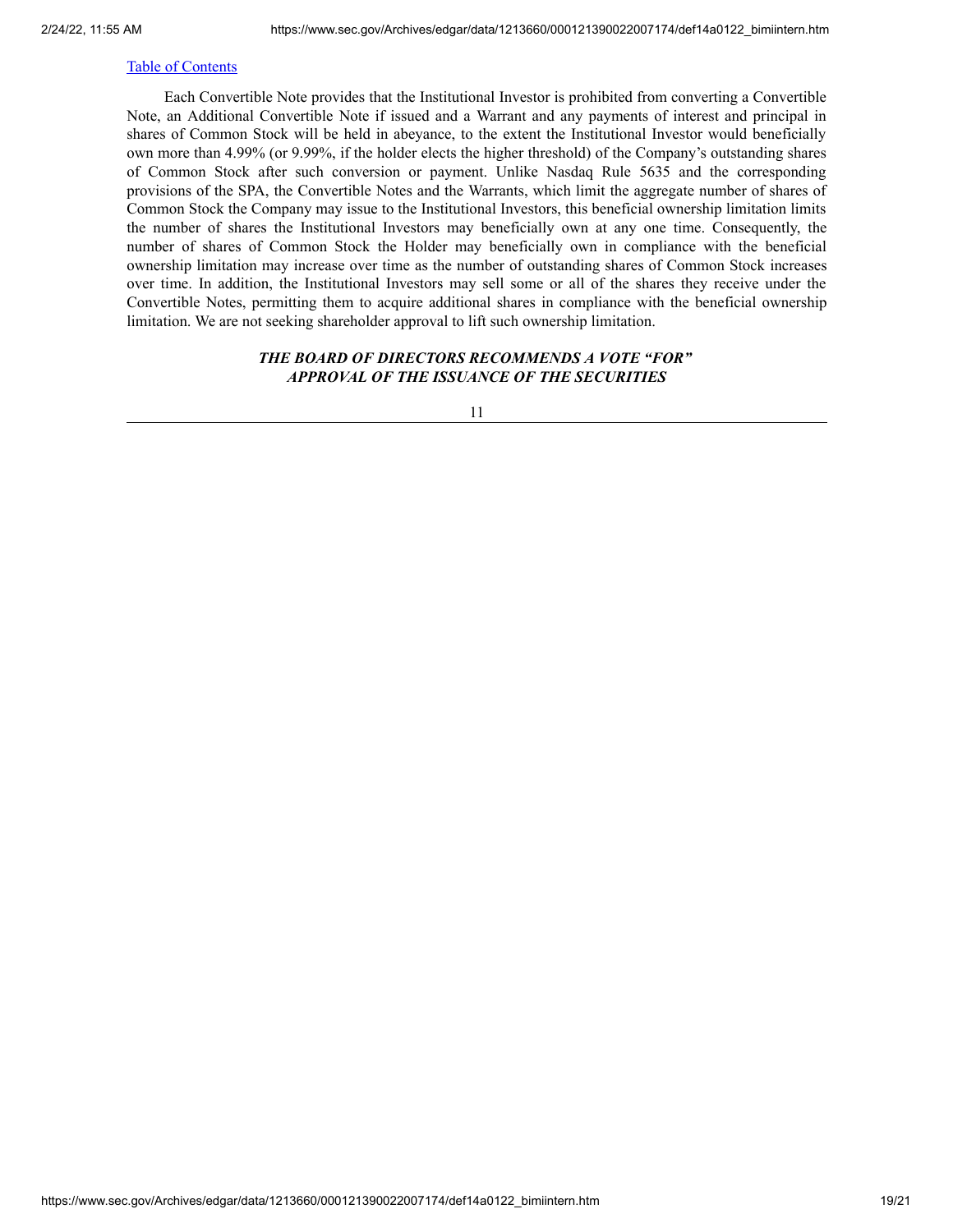[Table of Contents](#)

Each Convertible Note provides that the Institutional Investor is prohibited from converting a Convertible Note, an Additional Convertible Note if issued and a Warrant and any payments of interest and principal in shares of Common Stock will be held in abeyance, to the extent the Institutional Investor would beneficially own more than 4.99% (or 9.99%, if the holder elects the higher threshold) of the Company's outstanding shares of Common Stock after such conversion or payment. Unlike Nasdaq Rule 5635 and the corresponding provisions of the SPA, the Convertible Notes and the Warrants, which limit the aggregate number of shares of Common Stock the Company may issue to the Institutional Investors, this beneficial ownership limitation limits the number of shares the Institutional Investors may beneficially own at any one time. Consequently, the number of shares of Common Stock the Holder may beneficially own in compliance with the beneficial ownership limitation may increase over time as the number of outstanding shares of Common Stock increases over time. In addition, the Institutional Investors may sell some or all of the shares they receive under the Convertible Notes, permitting them to acquire additional shares in compliance with the beneficial ownership limitation. We are not seeking shareholder approval to lift such ownership limitation.

***THE BOARD OF DIRECTORS RECOMMENDS A VOTE "FOR" APPROVAL OF THE ISSUANCE OF THE SECURITIES***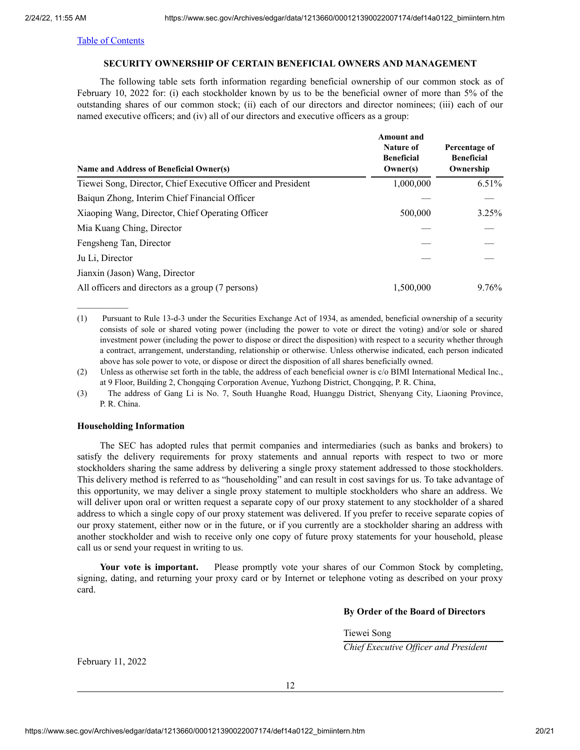[Table of Contents](#)

## SECURITY OWNERSHIP OF CERTAIN BENEFICIAL OWNERS AND MANAGEMENT

The following table sets forth information regarding beneficial ownership of our common stock as of February 10, 2022 for: (i) each stockholder known by us to be the beneficial owner of more than 5% of the outstanding shares of our common stock; (ii) each of our directors and director nominees; (iii) each of our named executive officers; and (iv) all of our directors and executive officers as a group:

| Name and Address of Beneficial Owner(s) | Amount and Nature of Beneficial Owner(s) | Percentage of Beneficial Ownership |
|---|---|---|
| Tiewei Song, Director, Chief Executive Officer and President | 1,000,000 | 6.51% |
| Baiqun Zhong, Interim Chief Financial Officer | — | — |
| Xiaoping Wang, Director, Chief Operating Officer | 500,000 | 3.25% |
| Mia Kuang Ching, Director | — | — |
| Fengsheng Tan, Director | — | — |
| Ju Li, Director | — | — |
| Jianxin (Jason) Wang, Director | | |
| All officers and directors as a group (7 persons) | 1,500,000 | 9.76% |

---

(1) Pursuant to Rule 13-d-3 under the Securities Exchange Act of 1934, as amended, beneficial ownership of a security consists of sole or shared voting power (including the power to vote or direct the voting) and/or sole or shared investment power (including the power to dispose or direct the disposition) with respect to a security whether through a contract, arrangement, understanding, relationship or otherwise. Unless otherwise indicated, each person indicated above has sole power to vote, or dispose or direct the disposition of all shares beneficially owned.

(2) Unless as otherwise set forth in the table, the address of each beneficial owner is c/o BIMI International Medical Inc., at 9 Floor, Building 2, Chongqing Corporation Avenue, Yuzhong District, Chongqing, P. R. China,

(3) The address of Gang Li is No. 7, South Huanghe Road, Huanggu District, Shenyang City, Liaoning Province, P. R. China.

### Householding Information

The SEC has adopted rules that permit companies and intermediaries (such as banks and brokers) to satisfy the delivery requirements for proxy statements and annual reports with respect to two or more stockholders sharing the same address by delivering a single proxy statement addressed to those stockholders. This delivery method is referred to as "householding" and can result in cost savings for us. To take advantage of this opportunity, we may deliver a single proxy statement to multiple stockholders who share an address. We will deliver upon oral or written request a separate copy of our proxy statement to any stockholder of a shared address to which a single copy of our proxy statement was delivered. If you prefer to receive separate copies of our proxy statement, either now or in the future, or if you currently are a stockholder sharing an address with another stockholder and wish to receive only one copy of future proxy statements for your household, please call us or send your request in writing to us.

**Your vote is important.** Please promptly vote your shares of our Common Stock by completing, signing, dating, and returning your proxy card or by Internet or telephone voting as described on your proxy card.

**By Order of the Board of Directors**

Tiewei Song

*Chief Executive Officer and President*

February 11, 2022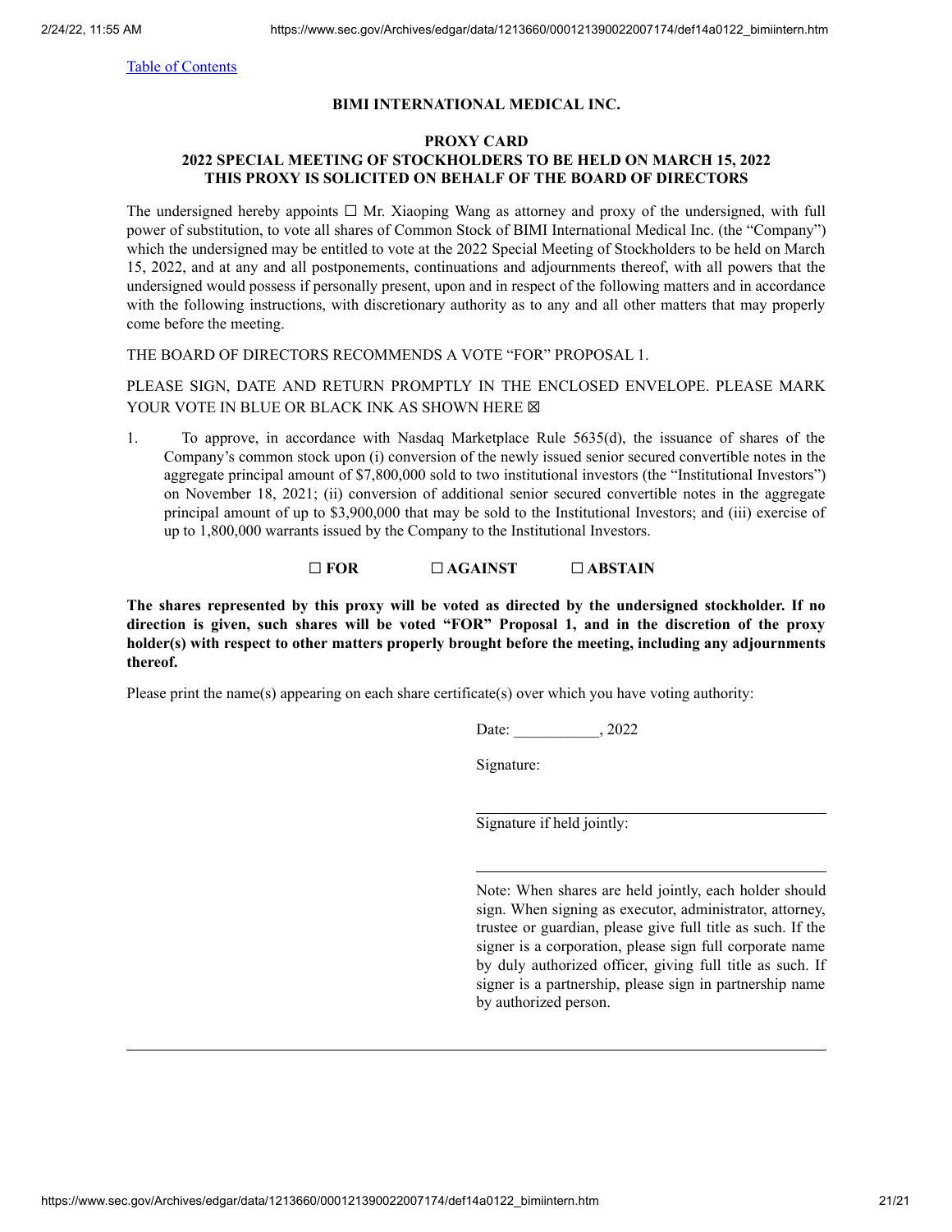[Table of Contents](#)

**BIMI INTERNATIONAL MEDICAL INC.**

**PROXY CARD**
**2022 SPECIAL MEETING OF STOCKHOLDERS TO BE HELD ON MARCH 15, 2022**
**THIS PROXY IS SOLICITED ON BEHALF OF THE BOARD OF DIRECTORS**

The undersigned hereby appoints ☐ Mr. Xiaoping Wang as attorney and proxy of the undersigned, with full power of substitution, to vote all shares of Common Stock of BIMI International Medical Inc. (the "Company") which the undersigned may be entitled to vote at the 2022 Special Meeting of Stockholders to be held on March 15, 2022, and at any and all postponements, continuations and adjournments thereof, with all powers that the undersigned would possess if personally present, upon and in respect of the following matters and in accordance with the following instructions, with discretionary authority as to any and all other matters that may properly come before the meeting.

THE BOARD OF DIRECTORS RECOMMENDS A VOTE "FOR" PROPOSAL 1.

PLEASE SIGN, DATE AND RETURN PROMPTLY IN THE ENCLOSED ENVELOPE. PLEASE MARK YOUR VOTE IN BLUE OR BLACK INK AS SHOWN HERE ☒

1. To approve, in accordance with Nasdaq Marketplace Rule 5635(d), the issuance of shares of the Company's common stock upon (i) conversion of the newly issued senior secured convertible notes in the aggregate principal amount of $7,800,000 sold to two institutional investors (the "Institutional Investors") on November 18, 2021; (ii) conversion of additional senior secured convertible notes in the aggregate principal amount of up to $3,900,000 that may be sold to the Institutional Investors; and (iii) exercise of up to 1,800,000 warrants issued by the Company to the Institutional Investors.

**☐ FOR** **☐ AGAINST** **☐ ABSTAIN**

**The shares represented by this proxy will be voted as directed by the undersigned stockholder. If no direction is given, such shares will be voted "FOR" Proposal 1, and in the discretion of the proxy holder(s) with respect to other matters properly brought before the meeting, including any adjournments thereof.**

Please print the name(s) appearing on each share certificate(s) over which you have voting authority:

Date: ___________, 2022

Signature:

_______________________________________________

Signature if held jointly:

_______________________________________________

Note: When shares are held jointly, each holder should sign. When signing as executor, administrator, attorney, trustee or guardian, please give full title as such. If the signer is a corporation, please sign full corporate name by duly authorized officer, giving full title as such. If signer is a partnership, please sign in partnership name by authorized person.